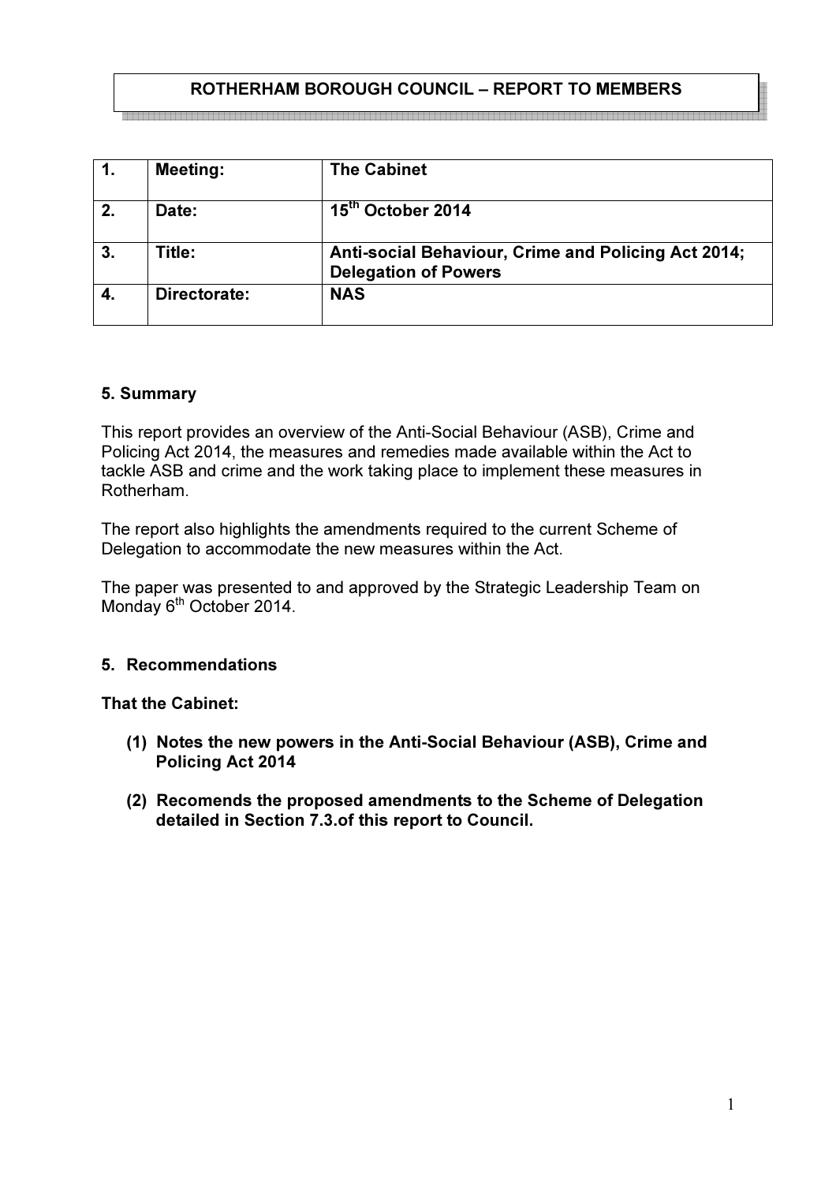# ROTHERHAM BOROUGH COUNCIL – REPORT TO MEMBERS

| 1. | Meeting: | The Cabinet |
|---|---|---|
| 2. | Date: | 15th October 2014 |
| 3. | Title: | Anti-social Behaviour, Crime and Policing Act 2014; Delegation of Powers |
| 4. | Directorate: | NAS |

**5. Summary**

This report provides an overview of the Anti-Social Behaviour (ASB), Crime and Policing Act 2014, the measures and remedies made available within the Act to tackle ASB and crime and the work taking place to implement these measures in Rotherham.

The report also highlights the amendments required to the current Scheme of Delegation to accommodate the new measures within the Act.

The paper was presented to and approved by the Strategic Leadership Team on Monday 6th October 2014.

**5. Recommendations**

**That the Cabinet:**

**(1) Notes the new powers in the Anti-Social Behaviour (ASB), Crime and Policing Act 2014**

**(2) Recomends the proposed amendments to the Scheme of Delegation detailed in Section 7.3.of this report to Council.**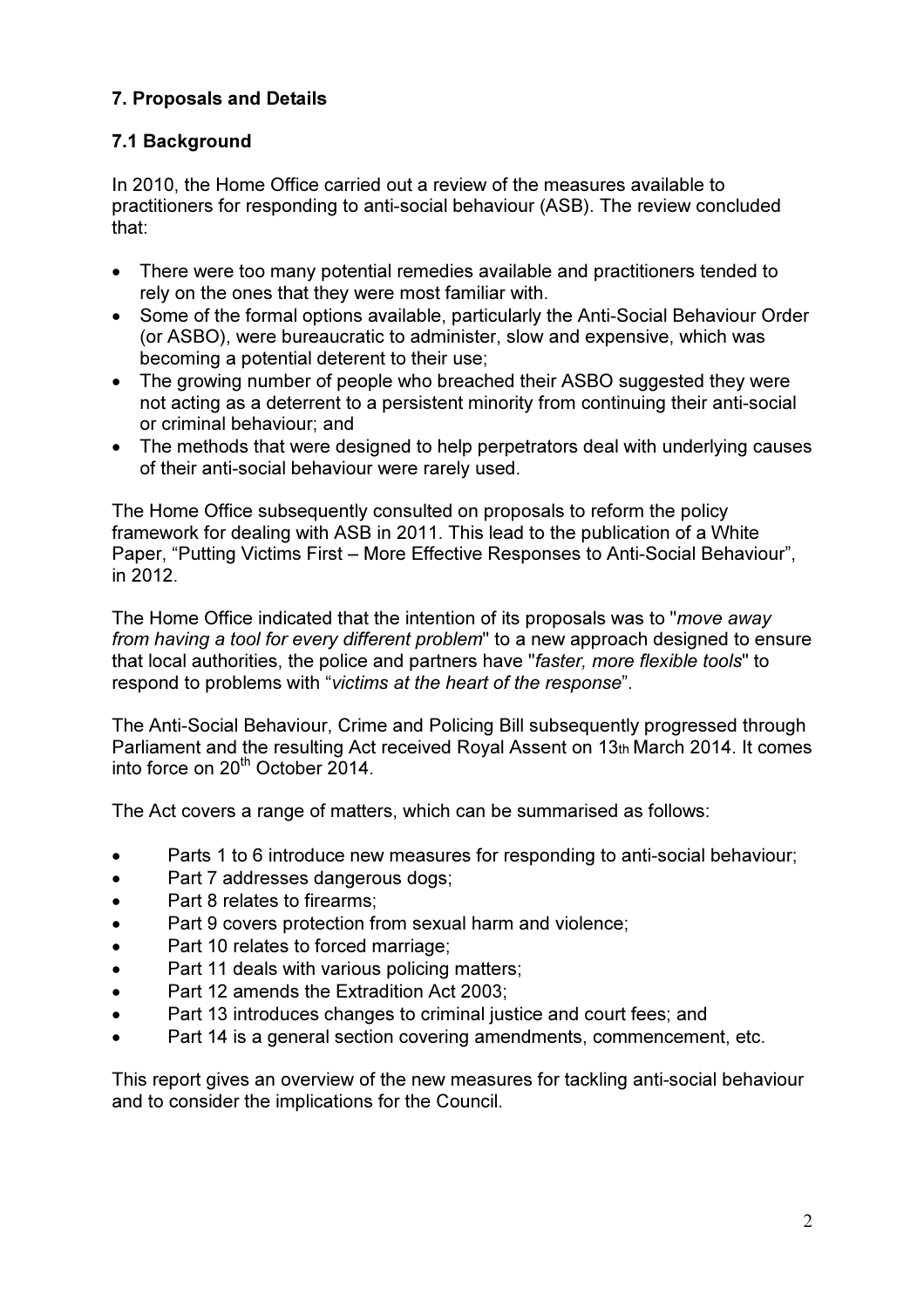## 7. Proposals and Details

### 7.1 Background

In 2010, the Home Office carried out a review of the measures available to practitioners for responding to anti-social behaviour (ASB). The review concluded that:

- There were too many potential remedies available and practitioners tended to rely on the ones that they were most familiar with.
- Some of the formal options available, particularly the Anti-Social Behaviour Order (or ASBO), were bureaucratic to administer, slow and expensive, which was becoming a potential deterent to their use;
- The growing number of people who breached their ASBO suggested they were not acting as a deterrent to a persistent minority from continuing their anti-social or criminal behaviour; and
- The methods that were designed to help perpetrators deal with underlying causes of their anti-social behaviour were rarely used.

The Home Office subsequently consulted on proposals to reform the policy framework for dealing with ASB in 2011. This lead to the publication of a White Paper, "Putting Victims First – More Effective Responses to Anti-Social Behaviour", in 2012.

The Home Office indicated that the intention of its proposals was to "*move away from having a tool for every different problem*" to a new approach designed to ensure that local authorities, the police and partners have "*faster, more flexible tools*" to respond to problems with "*victims at the heart of the response*".

The Anti-Social Behaviour, Crime and Policing Bill subsequently progressed through Parliament and the resulting Act received Royal Assent on 13th March 2014. It comes into force on 20th October 2014.

The Act covers a range of matters, which can be summarised as follows:

- Parts 1 to 6 introduce new measures for responding to anti-social behaviour;
- Part 7 addresses dangerous dogs;
- Part 8 relates to firearms;
- Part 9 covers protection from sexual harm and violence;
- Part 10 relates to forced marriage;
- Part 11 deals with various policing matters;
- Part 12 amends the Extradition Act 2003;
- Part 13 introduces changes to criminal justice and court fees; and
- Part 14 is a general section covering amendments, commencement, etc.

This report gives an overview of the new measures for tackling anti-social behaviour and to consider the implications for the Council.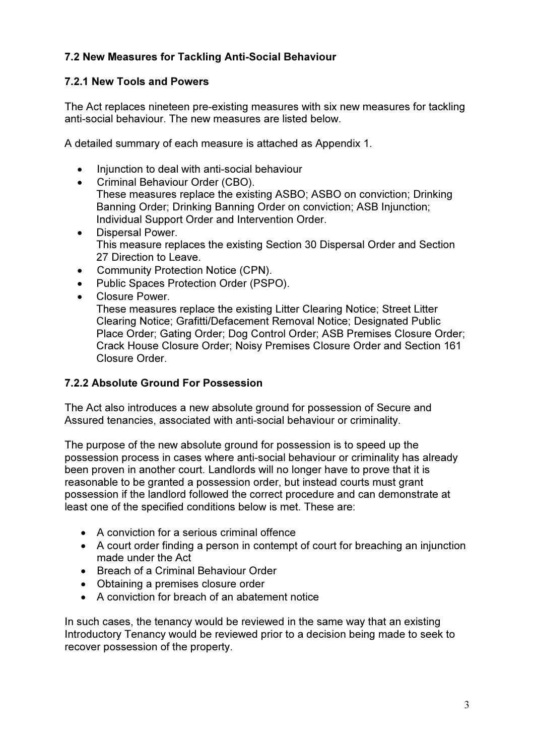### 7.2 New Measures for Tackling Anti-Social Behaviour

#### 7.2.1 New Tools and Powers

The Act replaces nineteen pre-existing measures with six new measures for tackling anti-social behaviour. The new measures are listed below.

A detailed summary of each measure is attached as Appendix 1.

- Injunction to deal with anti-social behaviour
- Criminal Behaviour Order (CBO).
  These measures replace the existing ASBO; ASBO on conviction; Drinking Banning Order; Drinking Banning Order on conviction; ASB Injunction; Individual Support Order and Intervention Order.
- Dispersal Power.
  This measure replaces the existing Section 30 Dispersal Order and Section 27 Direction to Leave.
- Community Protection Notice (CPN).
- Public Spaces Protection Order (PSPO).
- Closure Power.
  These measures replace the existing Litter Clearing Notice; Street Litter Clearing Notice; Grafitti/Defacement Removal Notice; Designated Public Place Order; Gating Order; Dog Control Order; ASB Premises Closure Order; Crack House Closure Order; Noisy Premises Closure Order and Section 161 Closure Order.

#### 7.2.2 Absolute Ground For Possession

The Act also introduces a new absolute ground for possession of Secure and Assured tenancies, associated with anti-social behaviour or criminality.

The purpose of the new absolute ground for possession is to speed up the possession process in cases where anti-social behaviour or criminality has already been proven in another court. Landlords will no longer have to prove that it is reasonable to be granted a possession order, but instead courts must grant possession if the landlord followed the correct procedure and can demonstrate at least one of the specified conditions below is met. These are:

- A conviction for a serious criminal offence
- A court order finding a person in contempt of court for breaching an injunction made under the Act
- Breach of a Criminal Behaviour Order
- Obtaining a premises closure order
- A conviction for breach of an abatement notice

In such cases, the tenancy would be reviewed in the same way that an existing Introductory Tenancy would be reviewed prior to a decision being made to seek to recover possession of the property.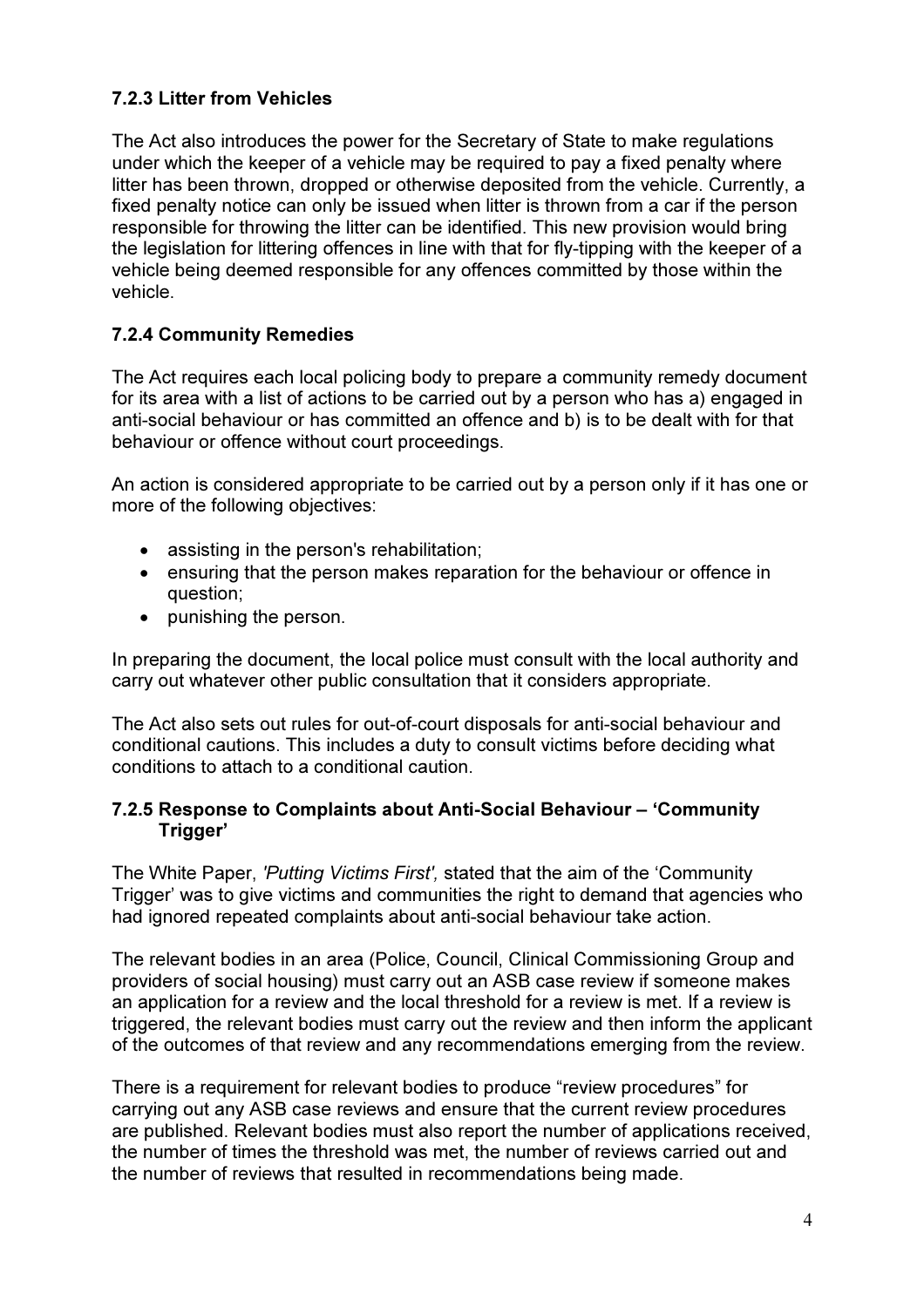### 7.2.3 Litter from Vehicles

The Act also introduces the power for the Secretary of State to make regulations under which the keeper of a vehicle may be required to pay a fixed penalty where litter has been thrown, dropped or otherwise deposited from the vehicle. Currently, a fixed penalty notice can only be issued when litter is thrown from a car if the person responsible for throwing the litter can be identified. This new provision would bring the legislation for littering offences in line with that for fly-tipping with the keeper of a vehicle being deemed responsible for any offences committed by those within the vehicle.

### 7.2.4 Community Remedies

The Act requires each local policing body to prepare a community remedy document for its area with a list of actions to be carried out by a person who has a) engaged in anti-social behaviour or has committed an offence and b) is to be dealt with for that behaviour or offence without court proceedings.

An action is considered appropriate to be carried out by a person only if it has one or more of the following objectives:

- assisting in the person's rehabilitation;
- ensuring that the person makes reparation for the behaviour or offence in question;
- punishing the person.

In preparing the document, the local police must consult with the local authority and carry out whatever other public consultation that it considers appropriate.

The Act also sets out rules for out-of-court disposals for anti-social behaviour and conditional cautions. This includes a duty to consult victims before deciding what conditions to attach to a conditional caution.

### 7.2.5 Response to Complaints about Anti-Social Behaviour – 'Community Trigger'

The White Paper, *'Putting Victims First',* stated that the aim of the 'Community Trigger' was to give victims and communities the right to demand that agencies who had ignored repeated complaints about anti-social behaviour take action.

The relevant bodies in an area (Police, Council, Clinical Commissioning Group and providers of social housing) must carry out an ASB case review if someone makes an application for a review and the local threshold for a review is met. If a review is triggered, the relevant bodies must carry out the review and then inform the applicant of the outcomes of that review and any recommendations emerging from the review.

There is a requirement for relevant bodies to produce "review procedures" for carrying out any ASB case reviews and ensure that the current review procedures are published. Relevant bodies must also report the number of applications received, the number of times the threshold was met, the number of reviews carried out and the number of reviews that resulted in recommendations being made.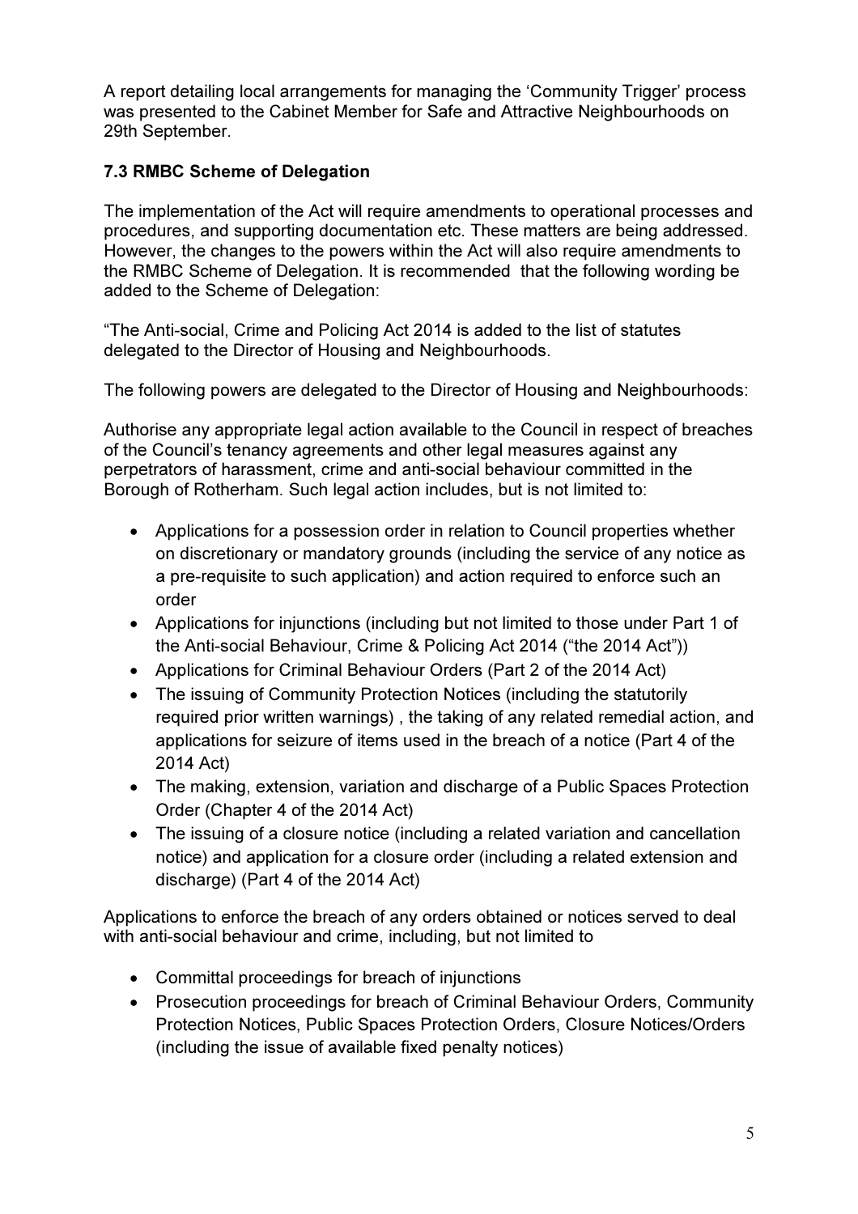A report detailing local arrangements for managing the 'Community Trigger' process was presented to the Cabinet Member for Safe and Attractive Neighbourhoods on 29th September.

### 7.3 RMBC Scheme of Delegation

The implementation of the Act will require amendments to operational processes and procedures, and supporting documentation etc. These matters are being addressed. However, the changes to the powers within the Act will also require amendments to the RMBC Scheme of Delegation. It is recommended that the following wording be added to the Scheme of Delegation:

"The Anti-social, Crime and Policing Act 2014 is added to the list of statutes delegated to the Director of Housing and Neighbourhoods.

The following powers are delegated to the Director of Housing and Neighbourhoods:

Authorise any appropriate legal action available to the Council in respect of breaches of the Council's tenancy agreements and other legal measures against any perpetrators of harassment, crime and anti-social behaviour committed in the Borough of Rotherham. Such legal action includes, but is not limited to:

- Applications for a possession order in relation to Council properties whether on discretionary or mandatory grounds (including the service of any notice as a pre-requisite to such application) and action required to enforce such an order
- Applications for injunctions (including but not limited to those under Part 1 of the Anti-social Behaviour, Crime & Policing Act 2014 ("the 2014 Act"))
- Applications for Criminal Behaviour Orders (Part 2 of the 2014 Act)
- The issuing of Community Protection Notices (including the statutorily required prior written warnings) , the taking of any related remedial action, and applications for seizure of items used in the breach of a notice (Part 4 of the 2014 Act)
- The making, extension, variation and discharge of a Public Spaces Protection Order (Chapter 4 of the 2014 Act)
- The issuing of a closure notice (including a related variation and cancellation notice) and application for a closure order (including a related extension and discharge) (Part 4 of the 2014 Act)

Applications to enforce the breach of any orders obtained or notices served to deal with anti-social behaviour and crime, including, but not limited to

- Committal proceedings for breach of injunctions
- Prosecution proceedings for breach of Criminal Behaviour Orders, Community Protection Notices, Public Spaces Protection Orders, Closure Notices/Orders (including the issue of available fixed penalty notices)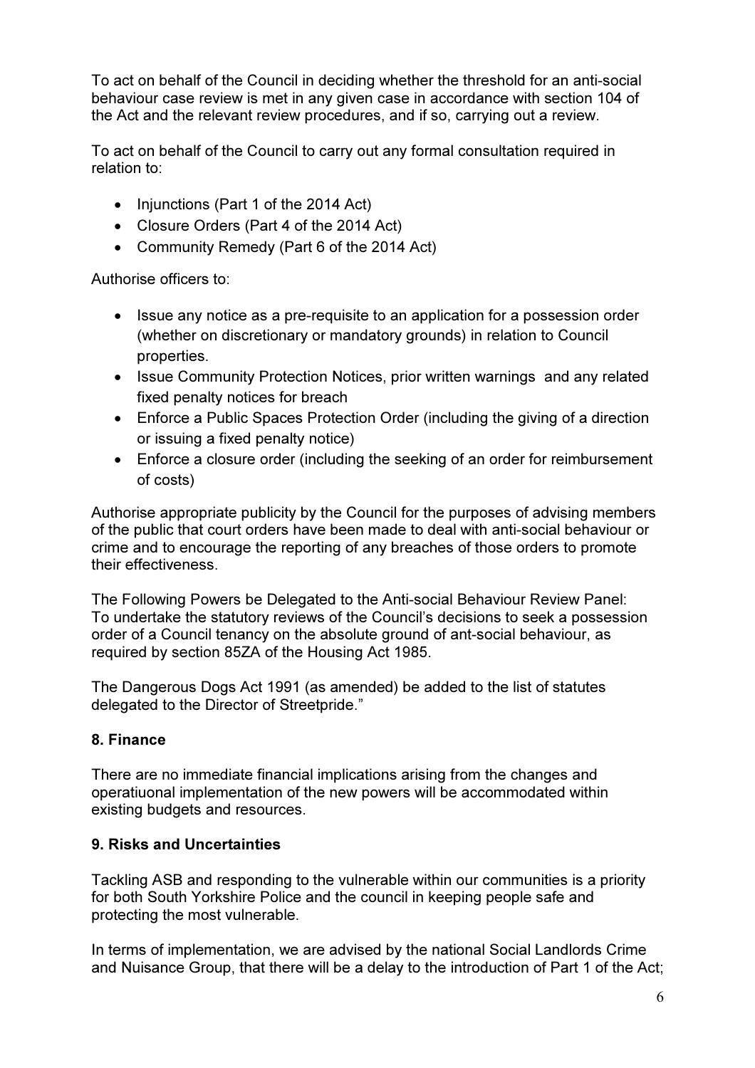To act on behalf of the Council in deciding whether the threshold for an anti-social behaviour case review is met in any given case in accordance with section 104 of the Act and the relevant review procedures, and if so, carrying out a review.

To act on behalf of the Council to carry out any formal consultation required in relation to:

- Injunctions (Part 1 of the 2014 Act)
- Closure Orders (Part 4 of the 2014 Act)
- Community Remedy (Part 6 of the 2014 Act)

Authorise officers to:

- Issue any notice as a pre-requisite to an application for a possession order (whether on discretionary or mandatory grounds) in relation to Council properties.
- Issue Community Protection Notices, prior written warnings and any related fixed penalty notices for breach
- Enforce a Public Spaces Protection Order (including the giving of a direction or issuing a fixed penalty notice)
- Enforce a closure order (including the seeking of an order for reimbursement of costs)

Authorise appropriate publicity by the Council for the purposes of advising members of the public that court orders have been made to deal with anti-social behaviour or crime and to encourage the reporting of any breaches of those orders to promote their effectiveness.

The Following Powers be Delegated to the Anti-social Behaviour Review Panel:
To undertake the statutory reviews of the Council's decisions to seek a possession order of a Council tenancy on the absolute ground of ant-social behaviour, as required by section 85ZA of the Housing Act 1985.

The Dangerous Dogs Act 1991 (as amended) be added to the list of statutes delegated to the Director of Streetpride."

## 8. Finance

There are no immediate financial implications arising from the changes and operatiuonal implementation of the new powers will be accommodated within existing budgets and resources.

## 9. Risks and Uncertainties

Tackling ASB and responding to the vulnerable within our communities is a priority for both South Yorkshire Police and the council in keeping people safe and protecting the most vulnerable.

In terms of implementation, we are advised by the national Social Landlords Crime and Nuisance Group, that there will be a delay to the introduction of Part 1 of the Act;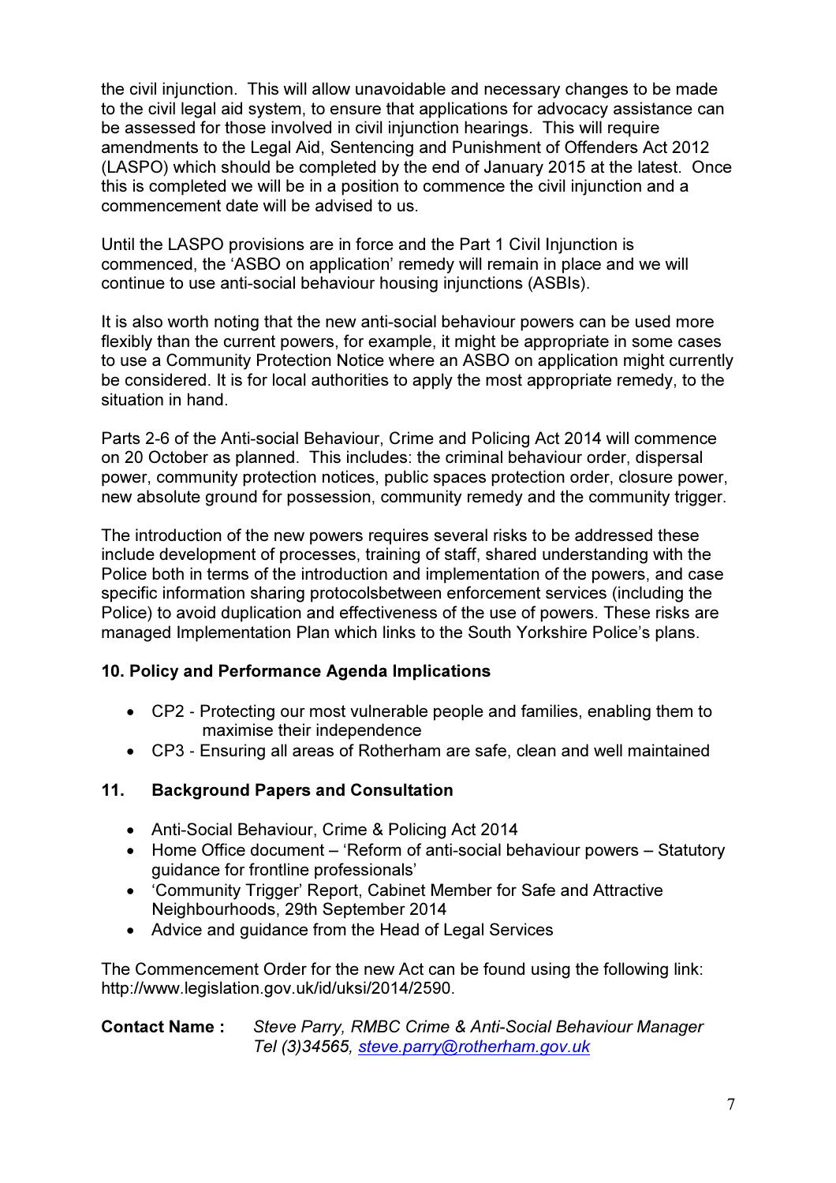the civil injunction. This will allow unavoidable and necessary changes to be made to the civil legal aid system, to ensure that applications for advocacy assistance can be assessed for those involved in civil injunction hearings. This will require amendments to the Legal Aid, Sentencing and Punishment of Offenders Act 2012 (LASPO) which should be completed by the end of January 2015 at the latest. Once this is completed we will be in a position to commence the civil injunction and a commencement date will be advised to us.

Until the LASPO provisions are in force and the Part 1 Civil Injunction is commenced, the 'ASBO on application' remedy will remain in place and we will continue to use anti-social behaviour housing injunctions (ASBIs).

It is also worth noting that the new anti-social behaviour powers can be used more flexibly than the current powers, for example, it might be appropriate in some cases to use a Community Protection Notice where an ASBO on application might currently be considered. It is for local authorities to apply the most appropriate remedy, to the situation in hand.

Parts 2-6 of the Anti-social Behaviour, Crime and Policing Act 2014 will commence on 20 October as planned. This includes: the criminal behaviour order, dispersal power, community protection notices, public spaces protection order, closure power, new absolute ground for possession, community remedy and the community trigger.

The introduction of the new powers requires several risks to be addressed these include development of processes, training of staff, shared understanding with the Police both in terms of the introduction and implementation of the powers, and case specific information sharing protocolsbetween enforcement services (including the Police) to avoid duplication and effectiveness of the use of powers. These risks are managed Implementation Plan which links to the South Yorkshire Police's plans.

## 10. Policy and Performance Agenda Implications

- CP2 - Protecting our most vulnerable people and families, enabling them to maximise their independence
- CP3 - Ensuring all areas of Rotherham are safe, clean and well maintained

## 11. Background Papers and Consultation

- Anti-Social Behaviour, Crime & Policing Act 2014
- Home Office document – 'Reform of anti-social behaviour powers – Statutory guidance for frontline professionals'
- 'Community Trigger' Report, Cabinet Member for Safe and Attractive Neighbourhoods, 29th September 2014
- Advice and guidance from the Head of Legal Services

The Commencement Order for the new Act can be found using the following link: http://www.legislation.gov.uk/id/uksi/2014/2590.

**Contact Name :** *Steve Parry, RMBC Crime & Anti-Social Behaviour Manager*
*Tel (3)34565, steve.parry@rotherham.gov.uk*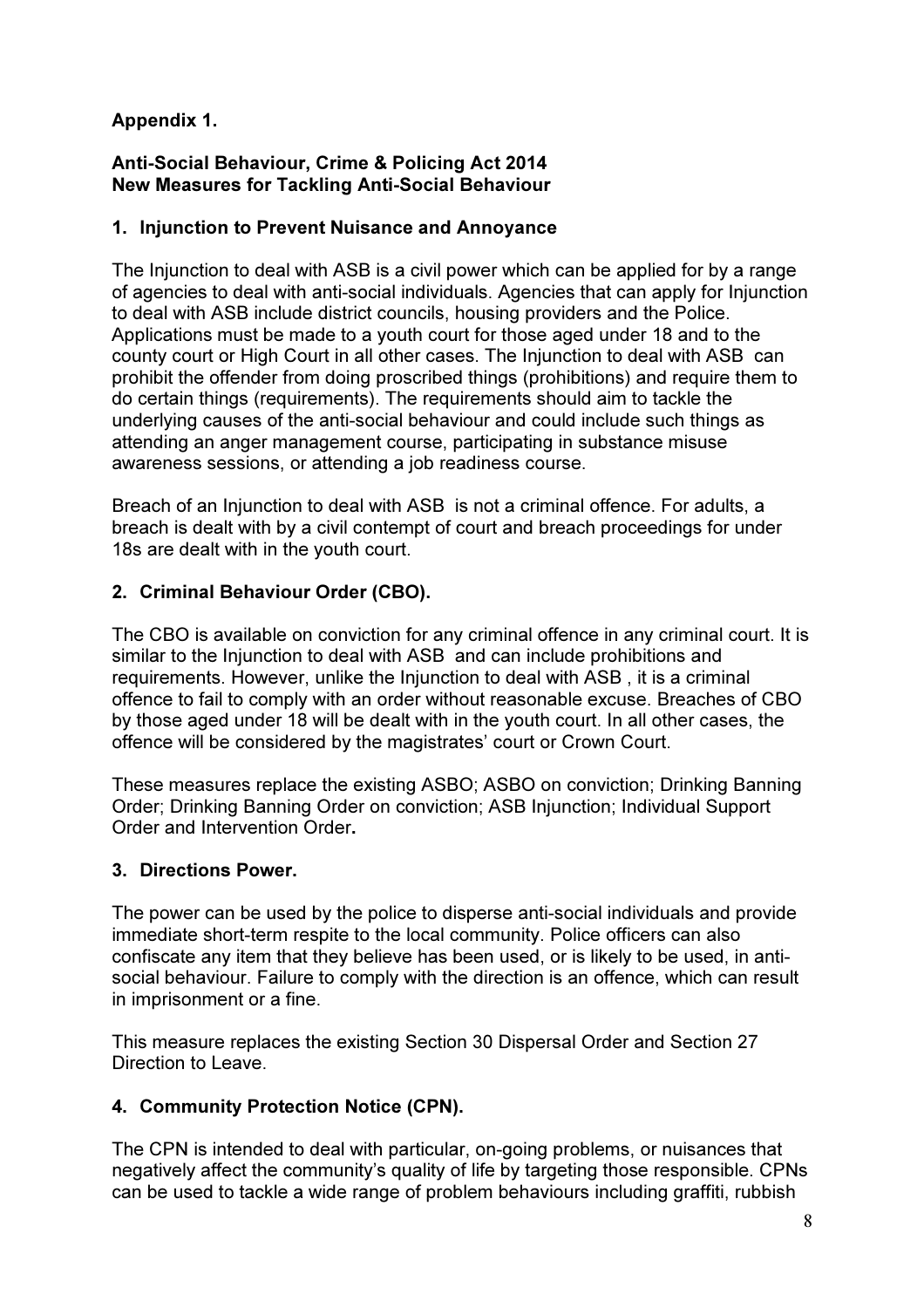**Appendix 1.**

**Anti-Social Behaviour, Crime & Policing Act 2014**
**New Measures for Tackling Anti-Social Behaviour**

## 1. Injunction to Prevent Nuisance and Annoyance

The Injunction to deal with ASB is a civil power which can be applied for by a range of agencies to deal with anti-social individuals. Agencies that can apply for Injunction to deal with ASB include district councils, housing providers and the Police. Applications must be made to a youth court for those aged under 18 and to the county court or High Court in all other cases. The Injunction to deal with ASB can prohibit the offender from doing proscribed things (prohibitions) and require them to do certain things (requirements). The requirements should aim to tackle the underlying causes of the anti-social behaviour and could include such things as attending an anger management course, participating in substance misuse awareness sessions, or attending a job readiness course.

Breach of an Injunction to deal with ASB is not a criminal offence. For adults, a breach is dealt with by a civil contempt of court and breach proceedings for under 18s are dealt with in the youth court.

## 2. Criminal Behaviour Order (CBO).

The CBO is available on conviction for any criminal offence in any criminal court. It is similar to the Injunction to deal with ASB and can include prohibitions and requirements. However, unlike the Injunction to deal with ASB , it is a criminal offence to fail to comply with an order without reasonable excuse. Breaches of CBO by those aged under 18 will be dealt with in the youth court. In all other cases, the offence will be considered by the magistrates' court or Crown Court.

These measures replace the existing ASBO; ASBO on conviction; Drinking Banning Order; Drinking Banning Order on conviction; ASB Injunction; Individual Support Order and Intervention Order**.**

## 3. Directions Power.

The power can be used by the police to disperse anti-social individuals and provide immediate short-term respite to the local community. Police officers can also confiscate any item that they believe has been used, or is likely to be used, in anti-social behaviour. Failure to comply with the direction is an offence, which can result in imprisonment or a fine.

This measure replaces the existing Section 30 Dispersal Order and Section 27 Direction to Leave.

## 4. Community Protection Notice (CPN).

The CPN is intended to deal with particular, on-going problems, or nuisances that negatively affect the community's quality of life by targeting those responsible. CPNs can be used to tackle a wide range of problem behaviours including graffiti, rubbish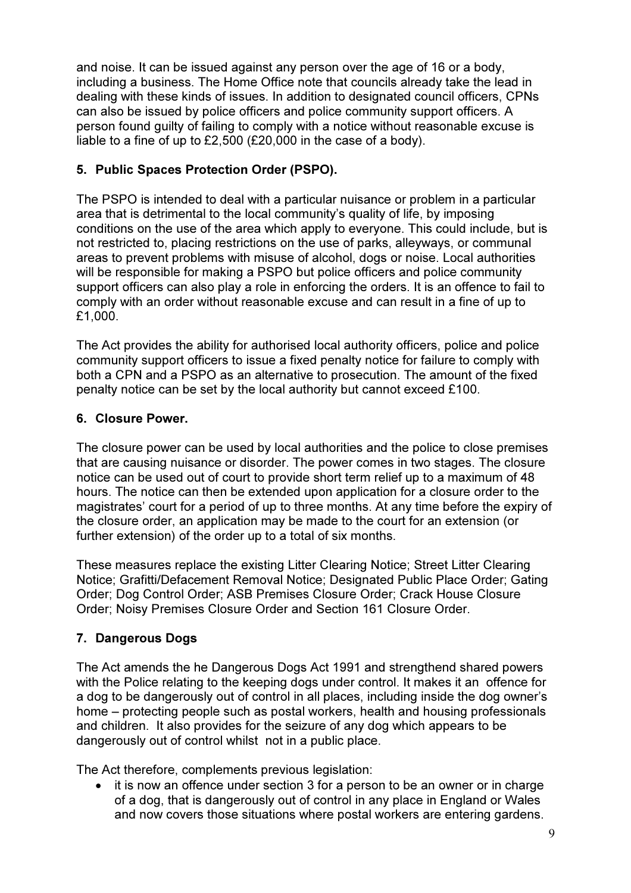and noise. It can be issued against any person over the age of 16 or a body, including a business. The Home Office note that councils already take the lead in dealing with these kinds of issues. In addition to designated council officers, CPNs can also be issued by police officers and police community support officers. A person found guilty of failing to comply with a notice without reasonable excuse is liable to a fine of up to £2,500 (£20,000 in the case of a body).

## 5. Public Spaces Protection Order (PSPO).

The PSPO is intended to deal with a particular nuisance or problem in a particular area that is detrimental to the local community's quality of life, by imposing conditions on the use of the area which apply to everyone. This could include, but is not restricted to, placing restrictions on the use of parks, alleyways, or communal areas to prevent problems with misuse of alcohol, dogs or noise. Local authorities will be responsible for making a PSPO but police officers and police community support officers can also play a role in enforcing the orders. It is an offence to fail to comply with an order without reasonable excuse and can result in a fine of up to £1,000.

The Act provides the ability for authorised local authority officers, police and police community support officers to issue a fixed penalty notice for failure to comply with both a CPN and a PSPO as an alternative to prosecution. The amount of the fixed penalty notice can be set by the local authority but cannot exceed £100.

## 6. Closure Power.

The closure power can be used by local authorities and the police to close premises that are causing nuisance or disorder. The power comes in two stages. The closure notice can be used out of court to provide short term relief up to a maximum of 48 hours. The notice can then be extended upon application for a closure order to the magistrates' court for a period of up to three months. At any time before the expiry of the closure order, an application may be made to the court for an extension (or further extension) of the order up to a total of six months.

These measures replace the existing Litter Clearing Notice; Street Litter Clearing Notice; Grafitti/Defacement Removal Notice; Designated Public Place Order; Gating Order; Dog Control Order; ASB Premises Closure Order; Crack House Closure Order; Noisy Premises Closure Order and Section 161 Closure Order.

## 7. Dangerous Dogs

The Act amends the he Dangerous Dogs Act 1991 and strengthend shared powers with the Police relating to the keeping dogs under control. It makes it an offence for a dog to be dangerously out of control in all places, including inside the dog owner's home – protecting people such as postal workers, health and housing professionals and children. It also provides for the seizure of any dog which appears to be dangerously out of control whilst not in a public place.

The Act therefore, complements previous legislation:

- it is now an offence under section 3 for a person to be an owner or in charge of a dog, that is dangerously out of control in any place in England or Wales and now covers those situations where postal workers are entering gardens.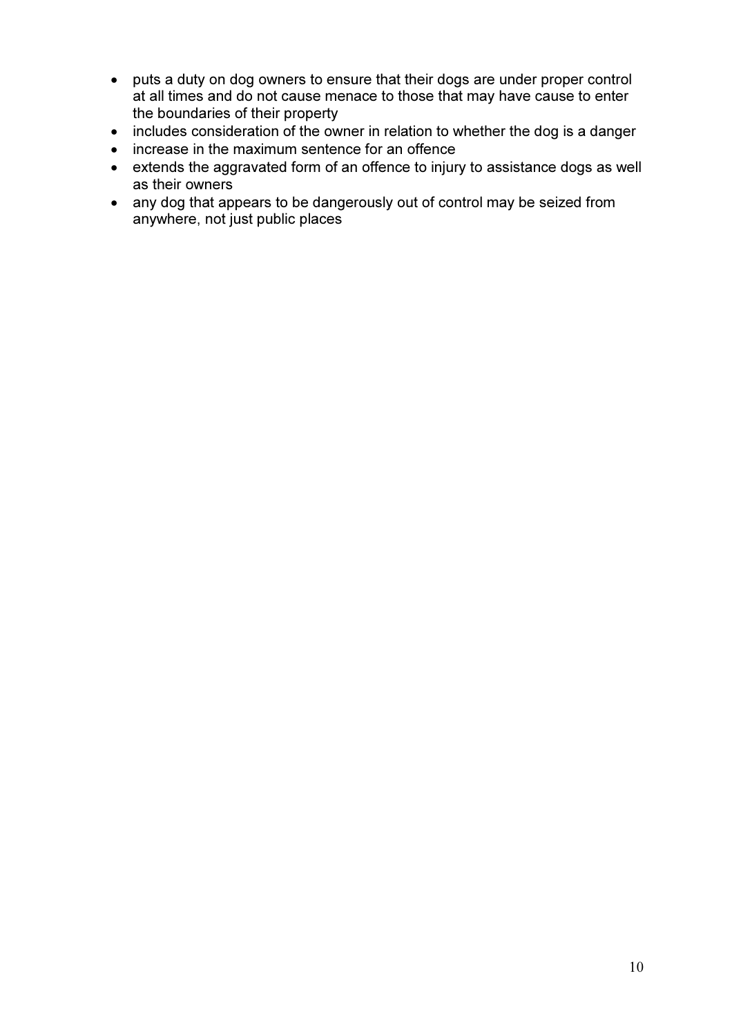- puts a duty on dog owners to ensure that their dogs are under proper control at all times and do not cause menace to those that may have cause to enter the boundaries of their property
- includes consideration of the owner in relation to whether the dog is a danger
- increase in the maximum sentence for an offence
- extends the aggravated form of an offence to injury to assistance dogs as well as their owners
- any dog that appears to be dangerously out of control may be seized from anywhere, not just public places